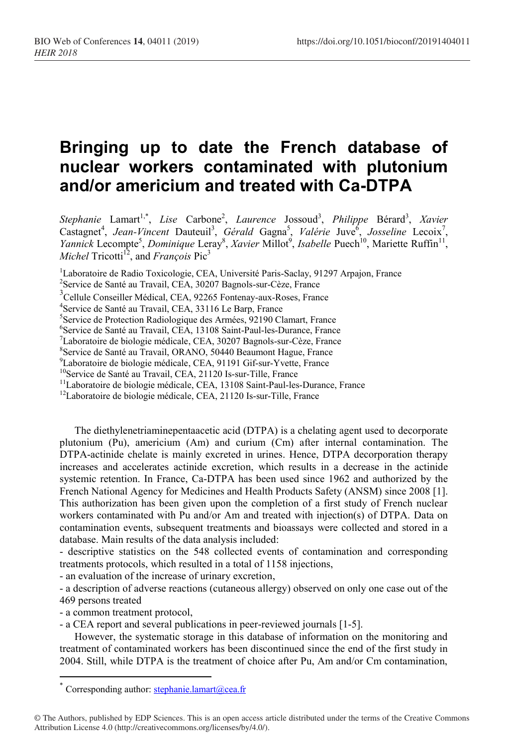# Bringing up to date the French database of nuclear workers contaminated with plutonium and/or americium and treated with Ca-DTPA

*Stephanie* Lamart[1,*], *Lise* Carbone[2], *Laurence* Jossoud[3], *Philippe* Bérard[3], *Xavier* Castagnet[4], *Jean-Vincent* Dauteuil[3], *Gérald* Gagna[5], *Valérie* Juve[6], *Josseline* Lecoix[7], *Yannick* Lecompte[5], *Dominique* Leray[8], *Xavier* Millot[9], *Isabelle* Puech[10], Mariette Ruffin[11], *Michel* Tricotti[12], and *François* Pic[3]

[1]Laboratoire de Radio Toxicologie, CEA, Université Paris-Saclay, 91297 Arpajon, France
[2]Service de Santé au Travail, CEA, 30207 Bagnols-sur-Cèze, France
[3]Cellule Conseiller Médical, CEA, 92265 Fontenay-aux-Roses, France
[4]Service de Santé au Travail, CEA, 33116 Le Barp, France
[5]Service de Protection Radiologique des Armées, 92190 Clamart, France
[6]Service de Santé au Travail, CEA, 13108 Saint-Paul-les-Durance, France
[7]Laboratoire de biologie médicale, CEA, 30207 Bagnols-sur-Cèze, France
[8]Service de Santé au Travail, ORANO, 50440 Beaumont Hague, France
[9]Laboratoire de biologie médicale, CEA, 91191 Gif-sur-Yvette, France
[10]Service de Santé au Travail, CEA, 21120 Is-sur-Tille, France
[11]Laboratoire de biologie médicale, CEA, 13108 Saint-Paul-les-Durance, France
[12]Laboratoire de biologie médicale, CEA, 21120 Is-sur-Tille, France

The diethylenetriaminepentaacetic acid (DTPA) is a chelating agent used to decorporate plutonium (Pu), americium (Am) and curium (Cm) after internal contamination. The DTPA-actinide chelate is mainly excreted in urines. Hence, DTPA decorporation therapy increases and accelerates actinide excretion, which results in a decrease in the actinide systemic retention. In France, Ca-DTPA has been used since 1962 and authorized by the French National Agency for Medicines and Health Products Safety (ANSM) since 2008 [1]. This authorization has been given upon the completion of a first study of French nuclear workers contaminated with Pu and/or Am and treated with injection(s) of DTPA. Data on contamination events, subsequent treatments and bioassays were collected and stored in a database. Main results of the data analysis included:

- descriptive statistics on the 548 collected events of contamination and corresponding treatments protocols, which resulted in a total of 1158 injections,
- an evaluation of the increase of urinary excretion,
- a description of adverse reactions (cutaneous allergy) observed on only one case out of the 469 persons treated
- a common treatment protocol,
- a CEA report and several publications in peer-reviewed journals [1-5].

However, the systematic storage in this database of information on the monitoring and treatment of contaminated workers has been discontinued since the end of the first study in 2004. Still, while DTPA is the treatment of choice after Pu, Am and/or Cm contamination,

* Corresponding author: stephanie.lamart@cea.fr

© The Authors, published by EDP Sciences. This is an open access article distributed under the terms of the Creative Commons Attribution License 4.0 (http://creativecommons.org/licenses/by/4.0/).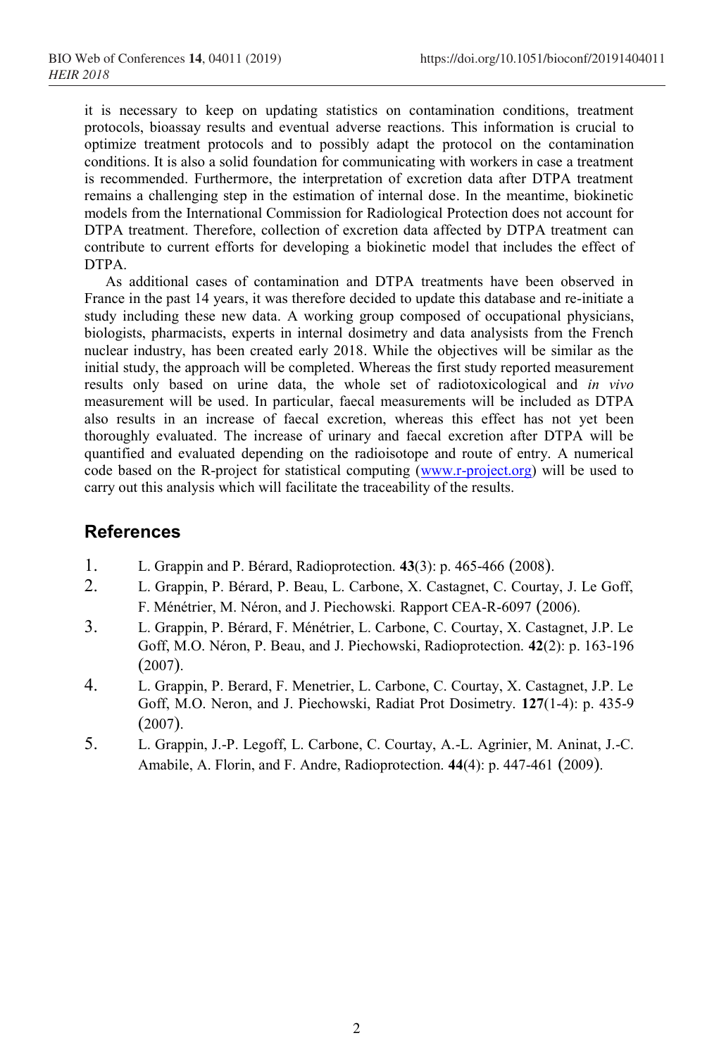it is necessary to keep on updating statistics on contamination conditions, treatment protocols, bioassay results and eventual adverse reactions. This information is crucial to optimize treatment protocols and to possibly adapt the protocol on the contamination conditions. It is also a solid foundation for communicating with workers in case a treatment is recommended. Furthermore, the interpretation of excretion data after DTPA treatment remains a challenging step in the estimation of internal dose. In the meantime, biokinetic models from the International Commission for Radiological Protection does not account for DTPA treatment. Therefore, collection of excretion data affected by DTPA treatment can contribute to current efforts for developing a biokinetic model that includes the effect of DTPA.

As additional cases of contamination and DTPA treatments have been observed in France in the past 14 years, it was therefore decided to update this database and re-initiate a study including these new data. A working group composed of occupational physicians, biologists, pharmacists, experts in internal dosimetry and data analysists from the French nuclear industry, has been created early 2018. While the objectives will be similar as the initial study, the approach will be completed. Whereas the first study reported measurement results only based on urine data, the whole set of radiotoxicological and *in vivo* measurement will be used. In particular, faecal measurements will be included as DTPA also results in an increase of faecal excretion, whereas this effect has not yet been thoroughly evaluated. The increase of urinary and faecal excretion after DTPA will be quantified and evaluated depending on the radioisotope and route of entry. A numerical code based on the R-project for statistical computing (www.r-project.org) will be used to carry out this analysis which will facilitate the traceability of the results.

## References

1. L. Grappin and P. Bérard, Radioprotection. **43**(3): p. 465-466 (2008).
2. L. Grappin, P. Bérard, P. Beau, L. Carbone, X. Castagnet, C. Courtay, J. Le Goff, F. Ménétrier, M. Néron, and J. Piechowski. Rapport CEA-R-6097 (2006).
3. L. Grappin, P. Bérard, F. Ménétrier, L. Carbone, C. Courtay, X. Castagnet, J.P. Le Goff, M.O. Néron, P. Beau, and J. Piechowski, Radioprotection. **42**(2): p. 163-196 (2007).
4. L. Grappin, P. Berard, F. Menetrier, L. Carbone, C. Courtay, X. Castagnet, J.P. Le Goff, M.O. Neron, and J. Piechowski, Radiat Prot Dosimetry. **127**(1-4): p. 435-9 (2007).
5. L. Grappin, J.-P. Legoff, L. Carbone, C. Courtay, A.-L. Agrinier, M. Aninat, J.-C. Amabile, A. Florin, and F. Andre, Radioprotection. **44**(4): p. 447-461 (2009).